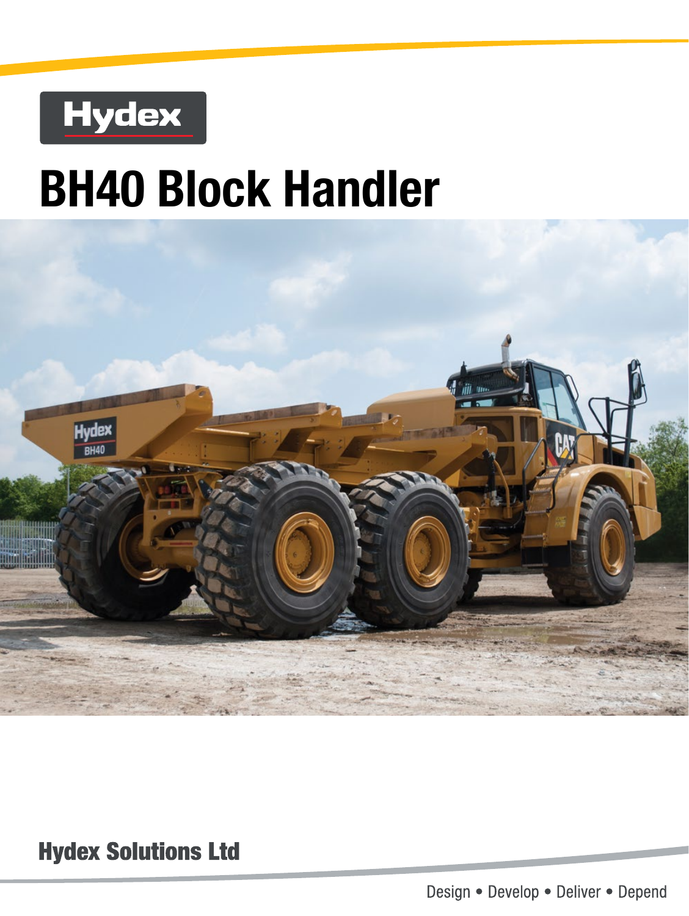Hydex

# BH40 Block Handler

Hydex Solutions Ltd

Design • Develop • Deliver • Depend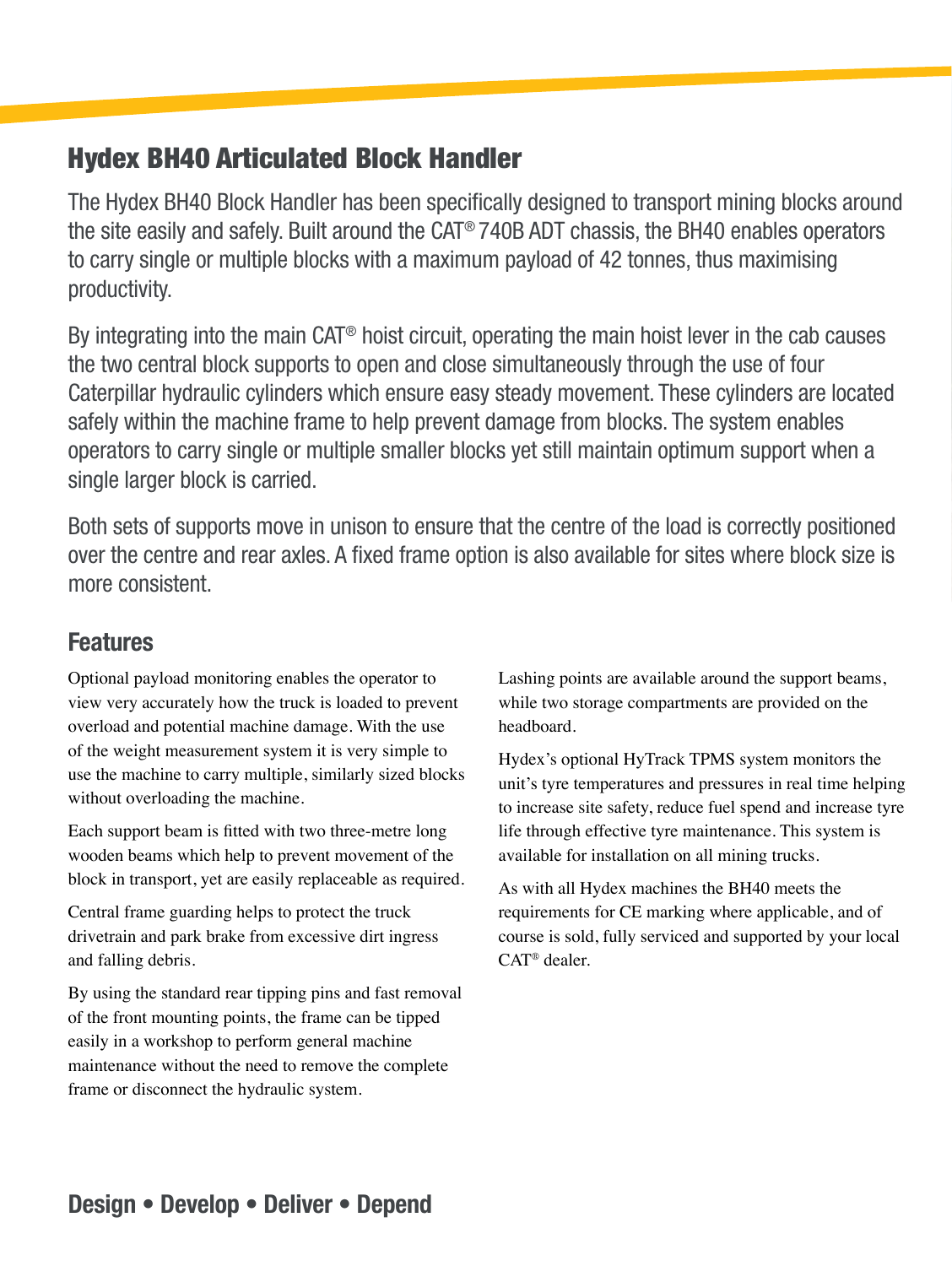# Hydex BH40 Articulated Block Handler

The Hydex BH40 Block Handler has been specifically designed to transport mining blocks around the site easily and safely. Built around the CAT® 740B ADT chassis, the BH40 enables operators to carry single or multiple blocks with a maximum payload of 42 tonnes, thus maximising productivity.

By integrating into the main CAT® hoist circuit, operating the main hoist lever in the cab causes the two central block supports to open and close simultaneously through the use of four Caterpillar hydraulic cylinders which ensure easy steady movement. These cylinders are located safely within the machine frame to help prevent damage from blocks. The system enables operators to carry single or multiple smaller blocks yet still maintain optimum support when a single larger block is carried.

Both sets of supports move in unison to ensure that the centre of the load is correctly positioned over the centre and rear axles. A fixed frame option is also available for sites where block size is more consistent.

## Features

Optional payload monitoring enables the operator to view very accurately how the truck is loaded to prevent overload and potential machine damage. With the use of the weight measurement system it is very simple to use the machine to carry multiple, similarly sized blocks without overloading the machine.

Each support beam is fitted with two three-metre long wooden beams which help to prevent movement of the block in transport, yet are easily replaceable as required.

Central frame guarding helps to protect the truck drivetrain and park brake from excessive dirt ingress and falling debris.

By using the standard rear tipping pins and fast removal of the front mounting points, the frame can be tipped easily in a workshop to perform general machine maintenance without the need to remove the complete frame or disconnect the hydraulic system.

Lashing points are available around the support beams, while two storage compartments are provided on the headboard.

Hydex's optional HyTrack TPMS system monitors the unit's tyre temperatures and pressures in real time helping to increase site safety, reduce fuel spend and increase tyre life through effective tyre maintenance. This system is available for installation on all mining trucks.

As with all Hydex machines the BH40 meets the requirements for CE marking where applicable, and of course is sold, fully serviced and supported by your local CAT® dealer.

**Design • Develop • Deliver • Depend**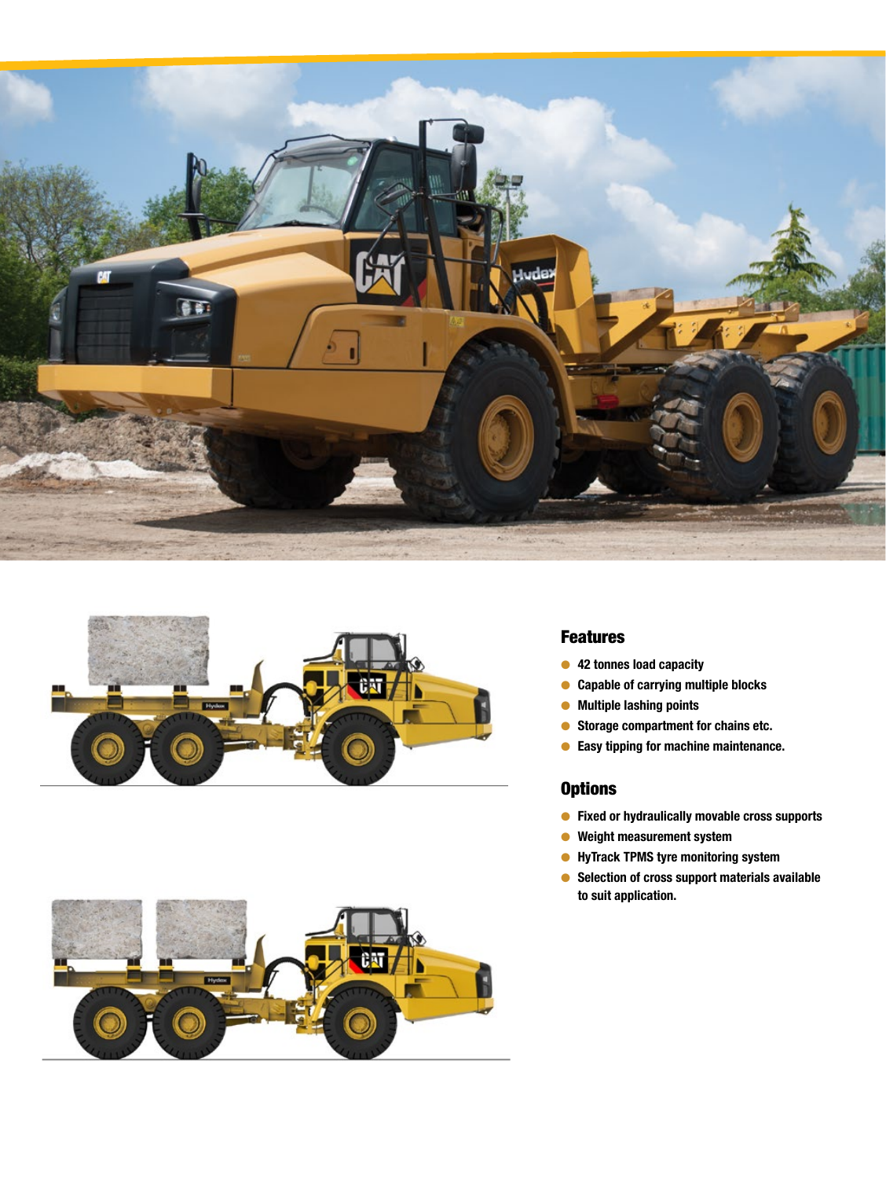## Features

- 42 tonnes load capacity
- Capable of carrying multiple blocks
- Multiple lashing points
- Storage compartment for chains etc.
- Easy tipping for machine maintenance.

## Options

- Fixed or hydraulically movable cross supports
- Weight measurement system
- HyTrack TPMS tyre monitoring system
- Selection of cross support materials available to suit application.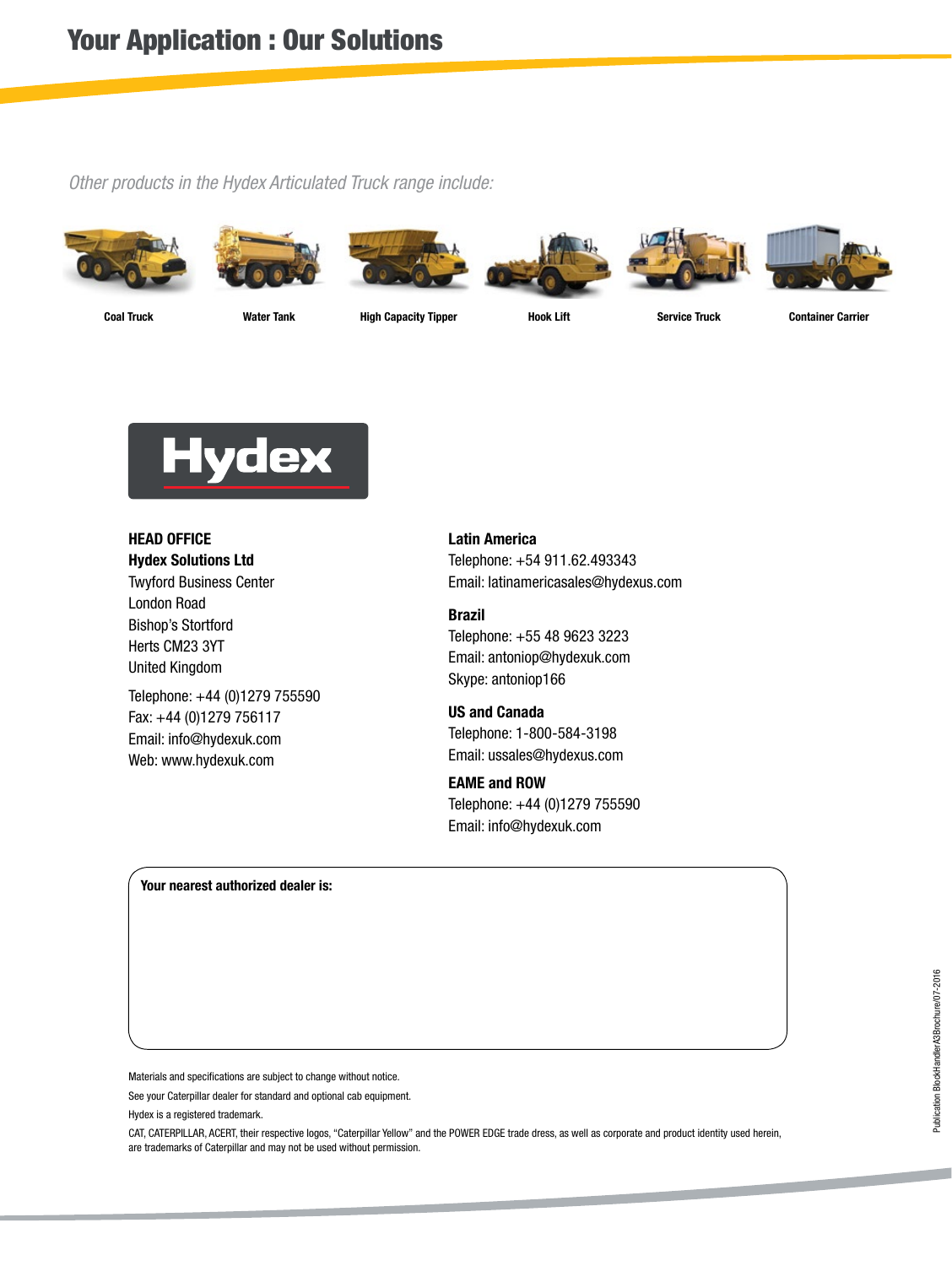# Your Application : Our Solutions

*Other products in the Hydex Articulated Truck range include:*

Coal Truck

Water Tank

High Capacity Tipper

Hook Lift

Service Truck

Container Carrier

Hydex

**HEAD OFFICE**
**Hydex Solutions Ltd**
Twyford Business Center
London Road
Bishop's Stortford
Herts CM23 3YT
United Kingdom

Telephone: +44 (0)1279 755590
Fax: +44 (0)1279 756117
Email: info@hydexuk.com
Web: www.hydexuk.com

**Latin America**
Telephone: +54 911.62.493343
Email: latinamericasales@hydexus.com

**Brazil**
Telephone: +55 48 9623 3223
Email: antoniop@hydexuk.com
Skype: antoniop166

**US and Canada**
Telephone: 1-800-584-3198
Email: ussales@hydexus.com

**EAME and ROW**
Telephone: +44 (0)1279 755590
Email: info@hydexuk.com

**Your nearest authorized dealer is:**

Materials and specifications are subject to change without notice.

See your Caterpillar dealer for standard and optional cab equipment.

Hydex is a registered trademark.

CAT, CATERPILLAR, ACERT, their respective logos, "Caterpillar Yellow" and the POWER EDGE trade dress, as well as corporate and product identity used herein, are trademarks of Caterpillar and may not be used without permission.

Publication BlockHandlerA3Brochure/07-2016